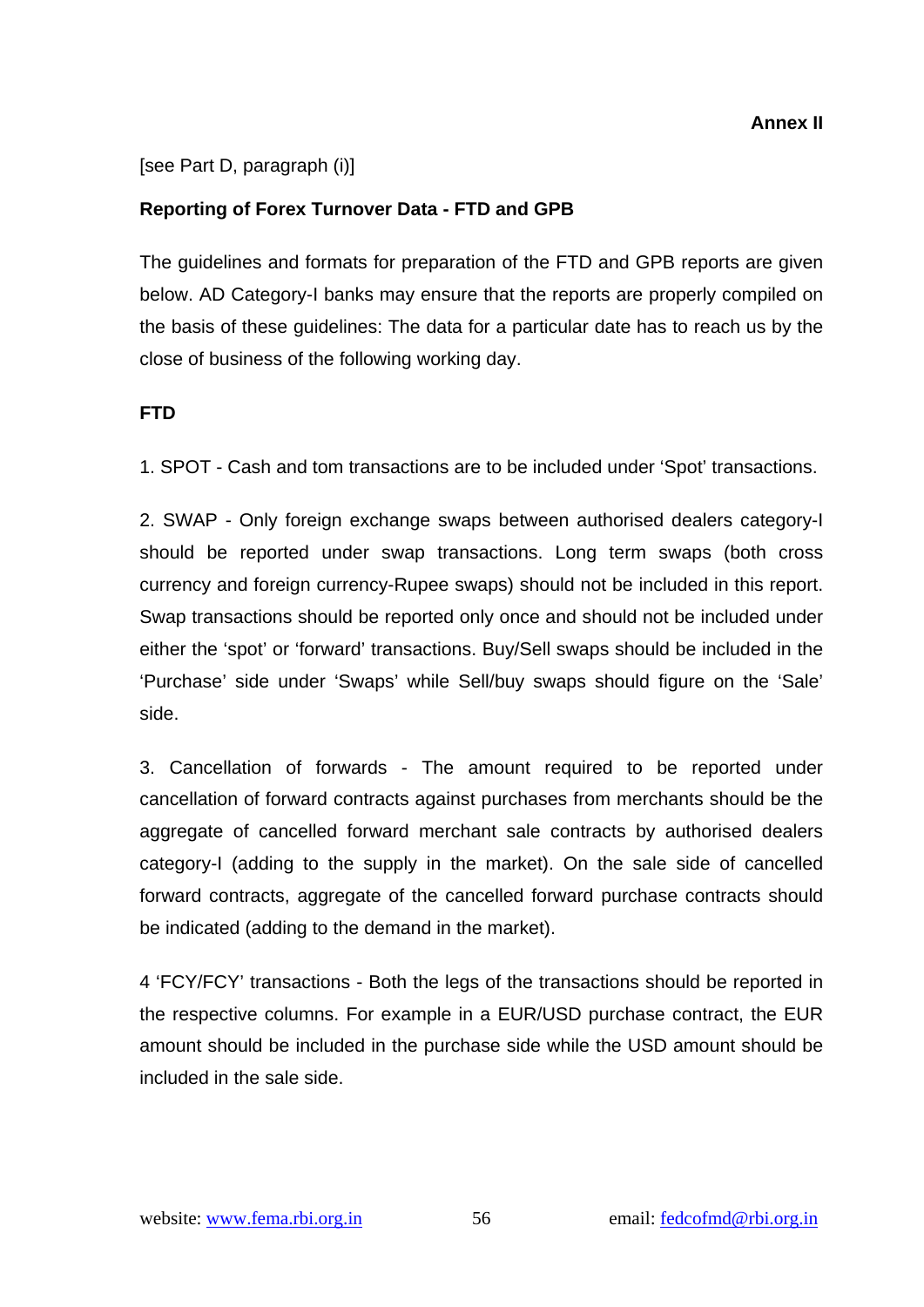**Annex II**

[see Part D, paragraph (i)]

**Reporting of Forex Turnover Data - FTD and GPB**

The guidelines and formats for preparation of the FTD and GPB reports are given below. AD Category-I banks may ensure that the reports are properly compiled on the basis of these guidelines: The data for a particular date has to reach us by the close of business of the following working day.

**FTD**

1. SPOT - Cash and tom transactions are to be included under 'Spot' transactions.

2. SWAP - Only foreign exchange swaps between authorised dealers category-I should be reported under swap transactions. Long term swaps (both cross currency and foreign currency-Rupee swaps) should not be included in this report. Swap transactions should be reported only once and should not be included under either the 'spot' or 'forward' transactions. Buy/Sell swaps should be included in the 'Purchase' side under 'Swaps' while Sell/buy swaps should figure on the 'Sale' side.

3. Cancellation of forwards - The amount required to be reported under cancellation of forward contracts against purchases from merchants should be the aggregate of cancelled forward merchant sale contracts by authorised dealers category-I (adding to the supply in the market). On the sale side of cancelled forward contracts, aggregate of the cancelled forward purchase contracts should be indicated (adding to the demand in the market).

4 'FCY/FCY' transactions - Both the legs of the transactions should be reported in the respective columns. For example in a EUR/USD purchase contract, the EUR amount should be included in the purchase side while the USD amount should be included in the sale side.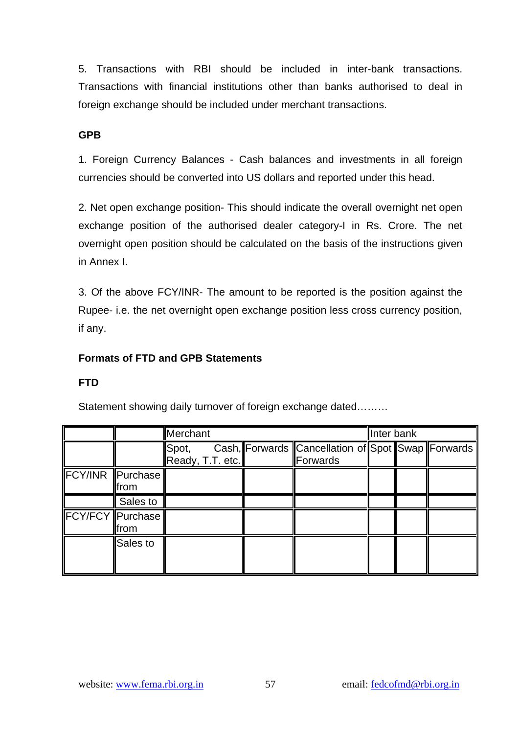5. Transactions with RBI should be included in inter-bank transactions. Transactions with financial institutions other than banks authorised to deal in foreign exchange should be included under merchant transactions.

**GPB**

1. Foreign Currency Balances - Cash balances and investments in all foreign currencies should be converted into US dollars and reported under this head.

2. Net open exchange position- This should indicate the overall overnight net open exchange position of the authorised dealer category-I in Rs. Crore. The net overnight open position should be calculated on the basis of the instructions given in Annex I.

3. Of the above FCY/INR- The amount to be reported is the position against the Rupee- i.e. the net overnight open exchange position less cross currency position, if any.

**Formats of FTD and GPB Statements**

**FTD**

Statement showing daily turnover of foreign exchange dated………

| | | Merchant | | | Inter bank | | |
|---|---|---|---|---|---|---|---|
| | | Spot, Cash, Ready, T.T. etc. | Forwards | Cancellation of Forwards | Spot | Swap | Forwards |
| FCY/INR | Purchase from | | | | | | |
| | Sales to | | | | | | |
| FCY/FCY | Purchase from | | | | | | |
| | Sales to | | | | | | |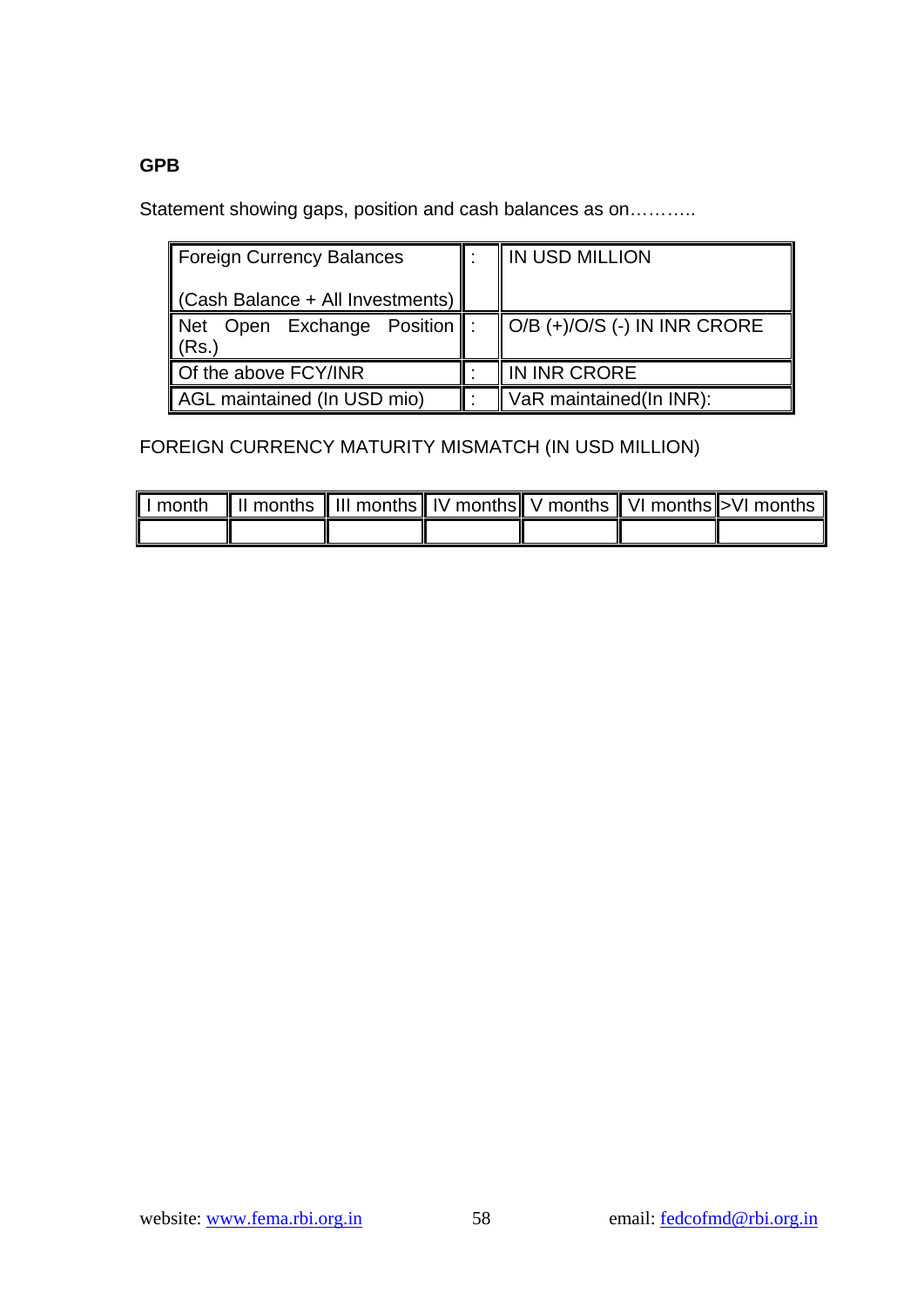**GPB**

Statement showing gaps, position and cash balances as on………..

| | | |
|---|---|---|
| Foreign Currency Balances<br><br>(Cash Balance + All Investments) | : | IN USD MILLION |
| Net Open Exchange Position (Rs.) | : | O/B (+)/O/S (-) IN INR CRORE |
| Of the above FCY/INR | : | IN INR CRORE |
| AGL maintained (In USD mio) | : | VaR maintained(In INR): |

FOREIGN CURRENCY MATURITY MISMATCH (IN USD MILLION)

| I month | II months | III months | IV months | V months | VI months | >VI months |
|---|---|---|---|---|---|---|
| | | | | | | |